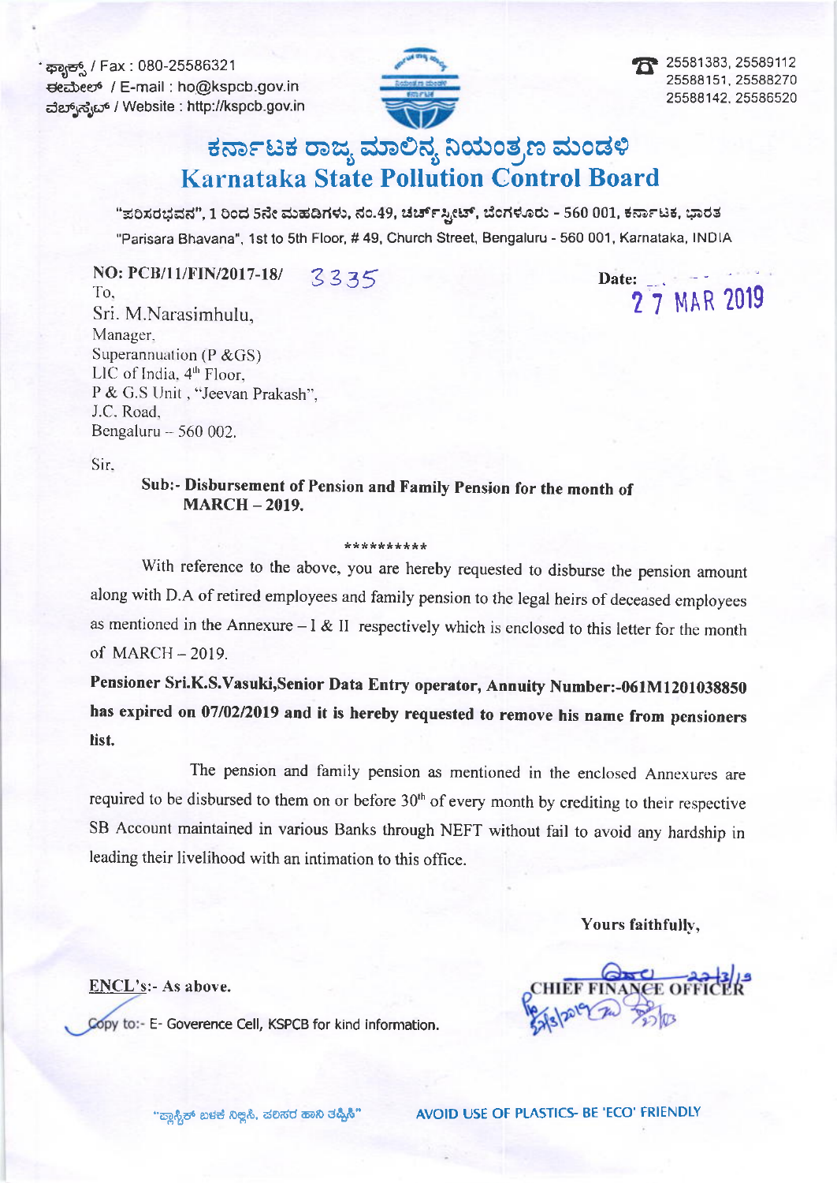ಫ್ಯಾಕ್ಸ್ / Fax : 080-25586321
ಈಮೇಲ್ / E-mail : ho@kspcb.gov.in
ವೆಬ್‌ಸೈಟ್ / Website : http://kspcb.gov.in

25581383, 25589112
25588151, 25588270
25588142, 25586520

# ಕರ್ನಾಟಕ ರಾಜ್ಯ ಮಾಲಿನ್ಯ ನಿಯಂತ್ರಣ ಮಂಡಳಿ
# Karnataka State Pollution Control Board

"ಪರಿಸರಭವನ", 1 ರಿಂದ 5ನೇ ಮಹಡಿಗಳು, ನಂ.49, ಚರ್ಚ್‌ಸ್ಟ್ರೀಟ್, ಬೆಂಗಳೂರು - 560 001, ಕರ್ನಾಟಕ, ಭಾರತ
"Parisara Bhavana", 1st to 5th Floor, # 49, Church Street, Bengaluru - 560 001, Karnataka, INDIA

**NO: PCB/11/FIN/2017-18/** 3335

**Date:** 27 MAR 2019

To,
Sri. M.Narasimhulu,
Manager,
Superannuation (P &GS)
LIC of India, 4th Floor,
P & G.S Unit , "Jeevan Prakash",
J.C. Road,
Bengaluru – 560 002.

Sir,

**Sub:- Disbursement of Pension and Family Pension for the month of MARCH – 2019.**

\*\*\*\*\*\*\*\*\*\*

With reference to the above, you are hereby requested to disburse the pension amount along with D.A of retired employees and family pension to the legal heirs of deceased employees as mentioned in the Annexure – I & II respectively which is enclosed to this letter for the month of MARCH – 2019.

**Pensioner Sri.K.S.Vasuki,Senior Data Entry operator, Annuity Number:-061M1201038850 has expired on 07/02/2019 and it is hereby requested to remove his name from pensioners list.**

The pension and family pension as mentioned in the enclosed Annexures are required to be disbursed to them on or before 30th of every month by crediting to their respective SB Account maintained in various Banks through NEFT without fail to avoid any hardship in leading their livelihood with an intimation to this office.

**Yours faithfully,**

**CHIEF FINANCE OFFICER**

ENCL's:- As above.

Copy to:- E- Goverence Cell, KSPCB for kind information.

"ಪ್ಲಾಸ್ಟಿಕ್ ಬಳಕೆ ನಿಲ್ಲಿಸಿ, ಪರಿಸರ ಹಾನಿ ತಪ್ಪಿಸಿ" AVOID USE OF PLASTICS- BE 'ECO' FRIENDLY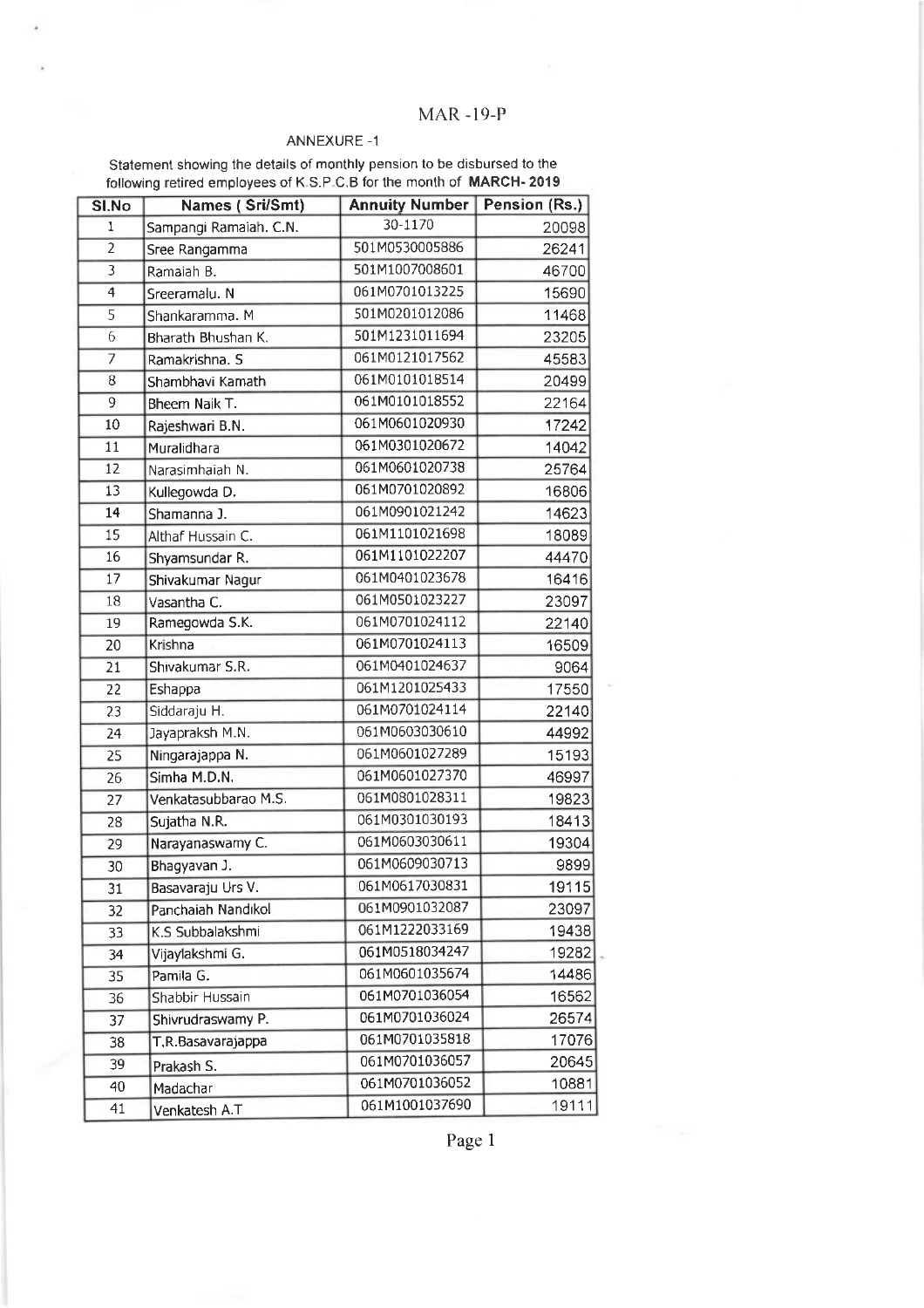MAR -19-P

ANNEXURE -1

Statement showing the details of monthly pension to be disbursed to the following retired employees of K.S.P.C.B for the month of **MARCH- 2019**

| Sl.No | Names ( Sri/Smt) | Annuity Number | Pension (Rs.) |
|---|---|---|---|
| 1 | Sampangi Ramaiah. C.N. | 30-1170 | 20098 |
| 2 | Sree Rangamma | 501M0530005886 | 26241 |
| 3 | Ramaiah B. | 501M1007008601 | 46700 |
| 4 | Sreeramalu. N | 061M0701013225 | 15690 |
| 5 | Shankaramma. M | 501M0201012086 | 11468 |
| 6 | Bharath Bhushan K. | 501M1231011694 | 23205 |
| 7 | Ramakrishna. S | 061M0121017562 | 45583 |
| 8 | Shambhavi Kamath | 061M0101018514 | 20499 |
| 9 | Bheem Naik T. | 061M0101018552 | 22164 |
| 10 | Rajeshwari B.N. | 061M0601020930 | 17242 |
| 11 | Muralidhara | 061M0301020672 | 14042 |
| 12 | Narasimhaiah N. | 061M0601020738 | 25764 |
| 13 | Kullegowda D. | 061M0701020892 | 16806 |
| 14 | Shamanna J. | 061M0901021242 | 14623 |
| 15 | Althaf Hussain C. | 061M1101021698 | 18089 |
| 16 | Shyamsundar R. | 061M1101022207 | 44470 |
| 17 | Shivakumar Nagur | 061M0401023678 | 16416 |
| 18 | Vasantha C. | 061M0501023227 | 23097 |
| 19 | Ramegowda S.K. | 061M0701024112 | 22140 |
| 20 | Krishna | 061M0701024113 | 16509 |
| 21 | Shivakumar S.R. | 061M0401024637 | 9064 |
| 22 | Eshappa | 061M1201025433 | 17550 |
| 23 | Siddaraju H. | 061M0701024114 | 22140 |
| 24 | Jayapraksh M.N. | 061M0603030610 | 44992 |
| 25 | Ningarajappa N. | 061M0601027289 | 15193 |
| 26 | Simha M.D.N. | 061M0601027370 | 46997 |
| 27 | Venkatasubbarao M.S. | 061M0801028311 | 19823 |
| 28 | Sujatha N.R. | 061M0301030193 | 18413 |
| 29 | Narayanaswamy C. | 061M0603030611 | 19304 |
| 30 | Bhagyavan J. | 061M0609030713 | 9899 |
| 31 | Basavaraju Urs V. | 061M0617030831 | 19115 |
| 32 | Panchaiah Nandikol | 061M0901032087 | 23097 |
| 33 | K.S Subbalakshmi | 061M1222033169 | 19438 |
| 34 | Vijaylakshmi G. | 061M0518034247 | 19282 |
| 35 | Pamila G. | 061M0601035674 | 14486 |
| 36 | Shabbir Hussain | 061M0701036054 | 16562 |
| 37 | Shivrudraswamy P. | 061M0701036024 | 26574 |
| 38 | T.R.Basavarajappa | 061M0701035818 | 17076 |
| 39 | Prakash S. | 061M0701036057 | 20645 |
| 40 | Madachar | 061M0701036052 | 10881 |
| 41 | Venkatesh A.T | 061M1001037690 | 19111 |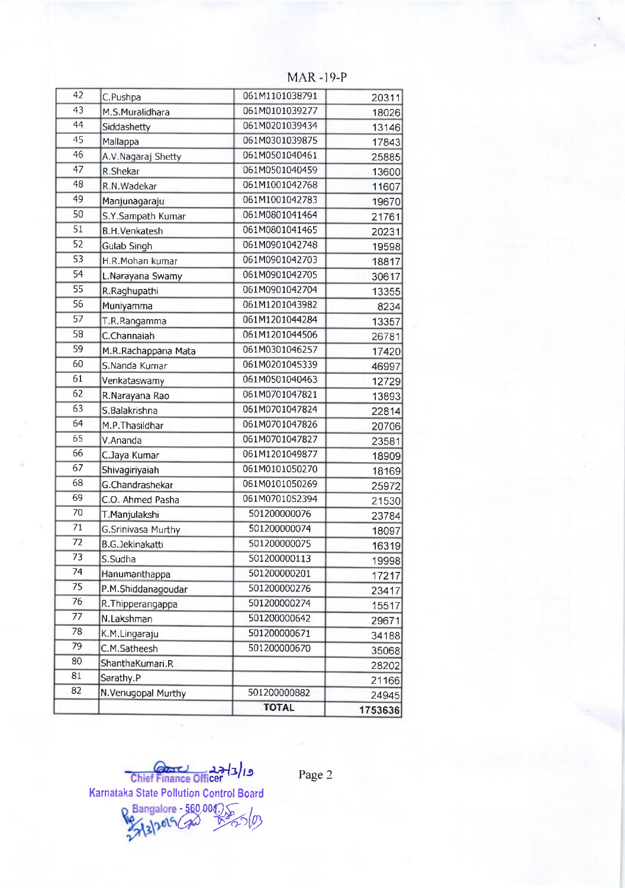MAR -19-P

| 42 | C.Pushpa | 061M1101038791 | 20311 |
|---|---|---|---|
| 43 | M.S.Muralidhara | 061M0101039277 | 18026 |
| 44 | Siddashetty | 061M0201039434 | 13146 |
| 45 | Mallappa | 061M0301039875 | 17843 |
| 46 | A.V.Nagaraj Shetty | 061M0501040461 | 25885 |
| 47 | R.Shekar | 061M0501040459 | 13600 |
| 48 | R.N.Wadekar | 061M1001042768 | 11607 |
| 49 | Manjunagaraju | 061M1001042783 | 19670 |
| 50 | S.Y.Sampath Kumar | 061M0801041464 | 21761 |
| 51 | B.H.Venkatesh | 061M0801041465 | 20231 |
| 52 | Gulab Singh | 061M0901042748 | 19598 |
| 53 | H.R.Mohan kumar | 061M0901042703 | 18817 |
| 54 | L.Narayana Swamy | 061M0901042705 | 30617 |
| 55 | R.Raghupathi | 061M0901042704 | 13355 |
| 56 | Muniyamma | 061M1201043982 | 8234 |
| 57 | T.R.Rangamma | 061M1201044284 | 13357 |
| 58 | C.Channaiah | 061M1201044506 | 26781 |
| 59 | M.R.Rachappana Mata | 061M0301046257 | 17420 |
| 60 | S.Nanda Kumar | 061M0201045339 | 46997 |
| 61 | Venkataswamy | 061M0501040463 | 12729 |
| 62 | R.Narayana Rao | 061M0701047821 | 13893 |
| 63 | S.Balakrishna | 061M0701047824 | 22814 |
| 64 | M.P.Thasildhar | 061M0701047826 | 20706 |
| 65 | V.Ananda | 061M0701047827 | 23581 |
| 66 | C.Jaya Kumar | 061M1201049877 | 18909 |
| 67 | Shivagiriyaiah | 061M0101050270 | 18169 |
| 68 | G.Chandrashekar | 061M0101050269 | 25972 |
| 69 | C.O. Ahmed Pasha | 061M0701052394 | 21530 |
| 70 | T.Manjulakshi | 501200000076 | 23784 |
| 71 | G.Srinivasa Murthy | 501200000074 | 18097 |
| 72 | B.G.Jekinakatti | 501200000075 | 16319 |
| 73 | S.Sudha | 501200000113 | 19998 |
| 74 | Hanumanthappa | 501200000201 | 17217 |
| 75 | P.M.Shiddanagoudar | 501200000276 | 23417 |
| 76 | R.Thipperangappa | 501200000274 | 15517 |
| 77 | N.Lakshman | 501200000642 | 29671 |
| 78 | K.M.Lingaraju | 501200000671 | 34188 |
| 79 | C.M.Satheesh | 501200000670 | 35068 |
| 80 | ShanthaKumari.R | | 28202 |
| 81 | Sarathy.P | | 21166 |
| 82 | N.Venugopal Murthy | 501200000882 | 24945 |
| | | **TOTAL** | **1753636** |

Chief Finance Officer 27/3/19
Karnataka State Pollution Control Board
Bangalore - 560 001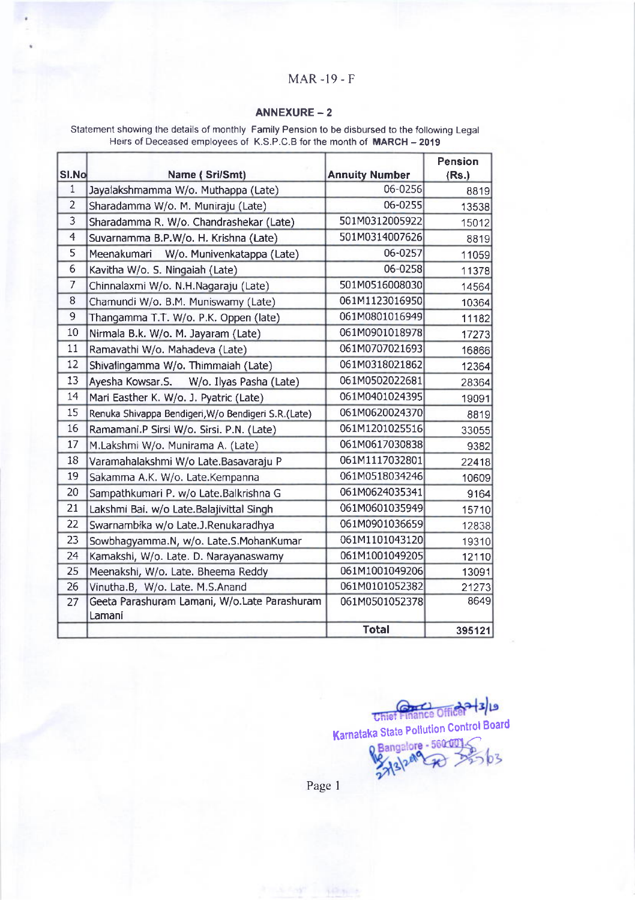MAR -19 - F

## ANNEXURE – 2

Statement showing the details of monthly Family Pension to be disbursed to the following Legal Heirs of Deceased employees of K.S.P.C.B for the month of **MARCH – 2019**

| Sl.No | Name ( Sri/Smt) | Annuity Number | Pension (Rs.) |
|---|---|---|---|
| 1 | Jayalakshmamma W/o. Muthappa (Late) | 06-0256 | 8819 |
| 2 | Sharadamma W/o. M. Muniraju (Late) | 06-0255 | 13538 |
| 3 | Sharadamma R. W/o. Chandrashekar (Late) | 501M0312005922 | 15012 |
| 4 | Suvarnamma B.P.W/o. H. Krishna (Late) | 501M0314007626 | 8819 |
| 5 | Meenakumari W/o. Munivenkatappa (Late) | 06-0257 | 11059 |
| 6 | Kavitha W/o. S. Ningaiah (Late) | 06-0258 | 11378 |
| 7 | Chinnalaxmi W/o. N.H.Nagaraju (Late) | 501M0516008030 | 14564 |
| 8 | Chamundi W/o. B.M. Muniswamy (Late) | 061M1123016950 | 10364 |
| 9 | Thangamma T.T. W/o. P.K. Oppen (late) | 061M0801016949 | 11182 |
| 10 | Nirmala B.k. W/o. M. Jayaram (Late) | 061M0901018978 | 17273 |
| 11 | Ramavathi W/o. Mahadeva (Late) | 061M0707021693 | 16866 |
| 12 | Shivalingamma W/o. Thimmaiah (Late) | 061M0318021862 | 12364 |
| 13 | Ayesha Kowsar.S. W/o. Ilyas Pasha (Late) | 061M0502022681 | 28364 |
| 14 | Mari Easther K. W/o. J. Pyatric (Late) | 061M0401024395 | 19091 |
| 15 | Renuka Shivappa Bendigeri,W/o Bendigeri S.R.(Late) | 061M0620024370 | 8819 |
| 16 | Ramamani.P Sirsi W/o. Sirsi. P.N. (Late) | 061M1201025516 | 33055 |
| 17 | M.Lakshmi W/o. Munirama A. (Late) | 061M0617030838 | 9382 |
| 18 | Varamahalakshmi W/o Late.Basavaraju P | 061M1117032801 | 22418 |
| 19 | Sakamma A.K. W/o. Late.Kempanna | 061M0518034246 | 10609 |
| 20 | Sampathkumari P. w/o Late.Balkrishna G | 061M0624035341 | 9164 |
| 21 | Lakshmi Bai. w/o Late.Balajivittal Singh | 061M0601035949 | 15710 |
| 22 | Swarnambika w/o Late.J.Renukaradhya | 061M0901036659 | 12838 |
| 23 | Sowbhagyamma.N, w/o. Late.S.MohanKumar | 061M1101043120 | 19310 |
| 24 | Kamakshi, W/o. Late. D. Narayanaswamy | 061M1001049205 | 12110 |
| 25 | Meenakshi, W/o. Late. Bheema Reddy | 061M1001049206 | 13091 |
| 26 | Vinutha.B, W/o. Late. M.S.Anand | 061M0101052382 | 21273 |
| 27 | Geeta Parashuram Lamani, W/o.Late Parashuram Lamani | 061M0501052378 | 8649 |
| | | **Total** | **395121** |

Chief Finance Officer 27/3/19
Karnataka State Pollution Control Board
Bangalore - 560 001
27/3/2019